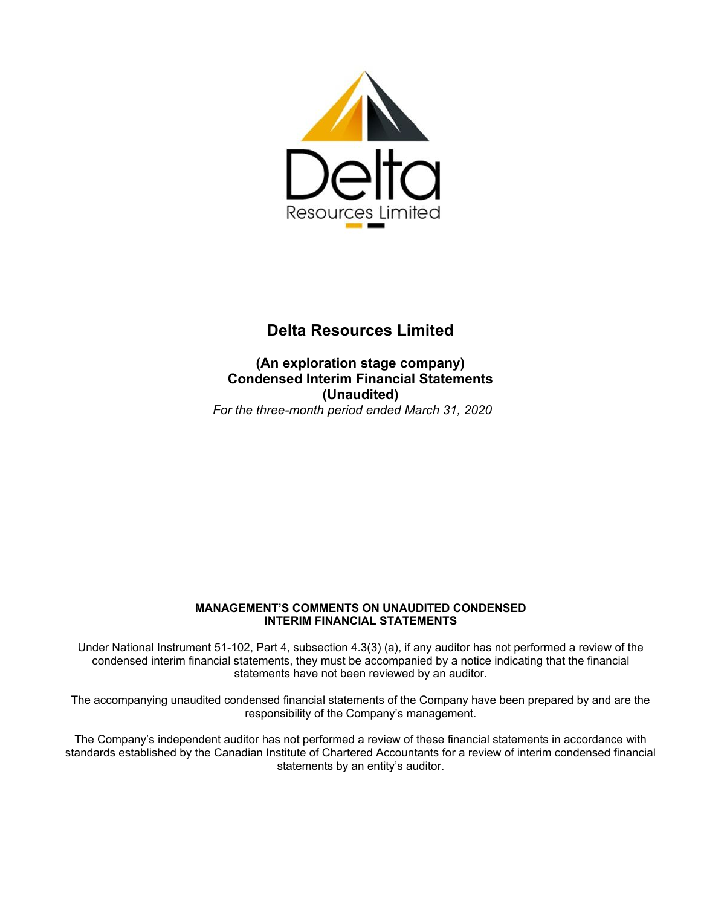Delta

Resources Limited

# Delta Resources Limited

## (An exploration stage company)
## Condensed Interim Financial Statements
## (Unaudited)

*For the three-month period ended March 31, 2020*

### MANAGEMENT'S COMMENTS ON UNAUDITED CONDENSED INTERIM FINANCIAL STATEMENTS

Under National Instrument 51-102, Part 4, subsection 4.3(3) (a), if any auditor has not performed a review of the condensed interim financial statements, they must be accompanied by a notice indicating that the financial statements have not been reviewed by an auditor.

The accompanying unaudited condensed financial statements of the Company have been prepared by and are the responsibility of the Company's management.

The Company's independent auditor has not performed a review of these financial statements in accordance with standards established by the Canadian Institute of Chartered Accountants for a review of interim condensed financial statements by an entity's auditor.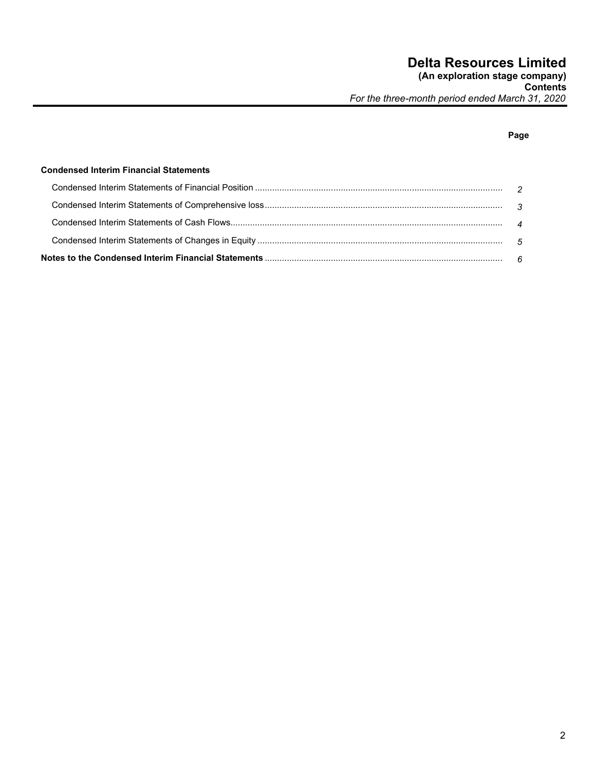# Delta Resources Limited

**(An exploration stage company)**

**Contents**

*For the three-month period ended March 31, 2020*

| | Page |
|---|---|
| **Condensed Interim Financial Statements** | |
| Condensed Interim Statements of Financial Position | *2* |
| Condensed Interim Statements of Comprehensive loss | *3* |
| Condensed Interim Statements of Cash Flows | *4* |
| Condensed Interim Statements of Changes in Equity | *5* |
| **Notes to the Condensed Interim Financial Statements** | *6* |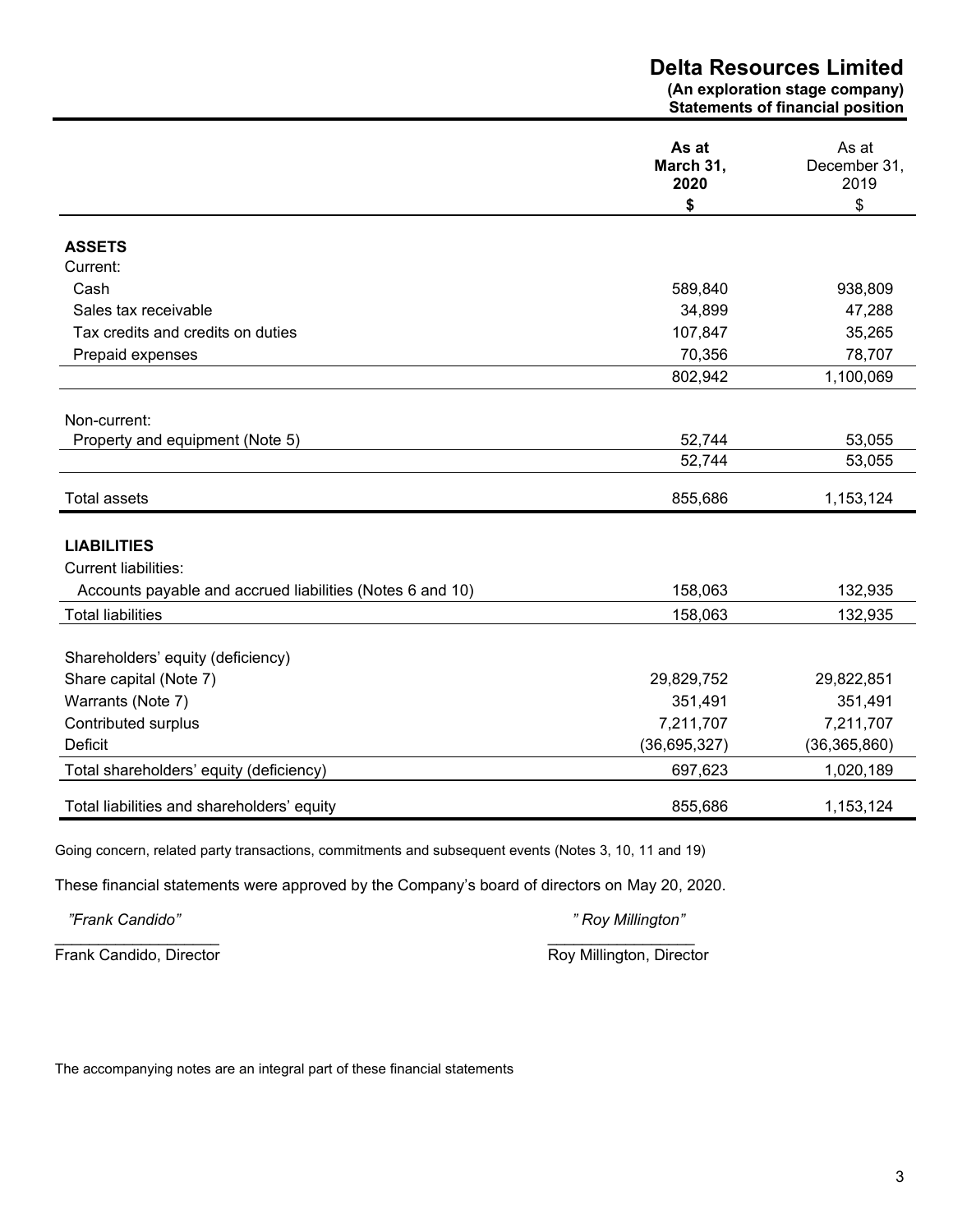# Delta Resources Limited

**(An exploration stage company)**
**Statements of financial position**

| | **As at March 31, 2020** | As at December 31, 2019 |
|---|---|---|
| | **$** | $ |
| **ASSETS** | | |
| Current: | | |
| Cash | 589,840 | 938,809 |
| Sales tax receivable | 34,899 | 47,288 |
| Tax credits and credits on duties | 107,847 | 35,265 |
| Prepaid expenses | 70,356 | 78,707 |
| | 802,942 | 1,100,069 |
| Non-current: | | |
| Property and equipment (Note 5) | 52,744 | 53,055 |
| | 52,744 | 53,055 |
| Total assets | 855,686 | 1,153,124 |
| **LIABILITIES** | | |
| Current liabilities: | | |
| Accounts payable and accrued liabilities (Notes 6 and 10) | 158,063 | 132,935 |
| Total liabilities | 158,063 | 132,935 |
| Shareholders' equity (deficiency) | | |
| Share capital (Note 7) | 29,829,752 | 29,822,851 |
| Warrants (Note 7) | 351,491 | 351,491 |
| Contributed surplus | 7,211,707 | 7,211,707 |
| Deficit | (36,695,327) | (36,365,860) |
| Total shareholders' equity (deficiency) | 697,623 | 1,020,189 |
| Total liabilities and shareholders' equity | 855,686 | 1,153,124 |

Going concern, related party transactions, commitments and subsequent events (Notes 3, 10, 11 and 19)

These financial statements were approved by the Company's board of directors on May 20, 2020.

*"Frank Candido"* *" Roy Millington"*

Frank Candido, Director Roy Millington, Director

The accompanying notes are an integral part of these financial statements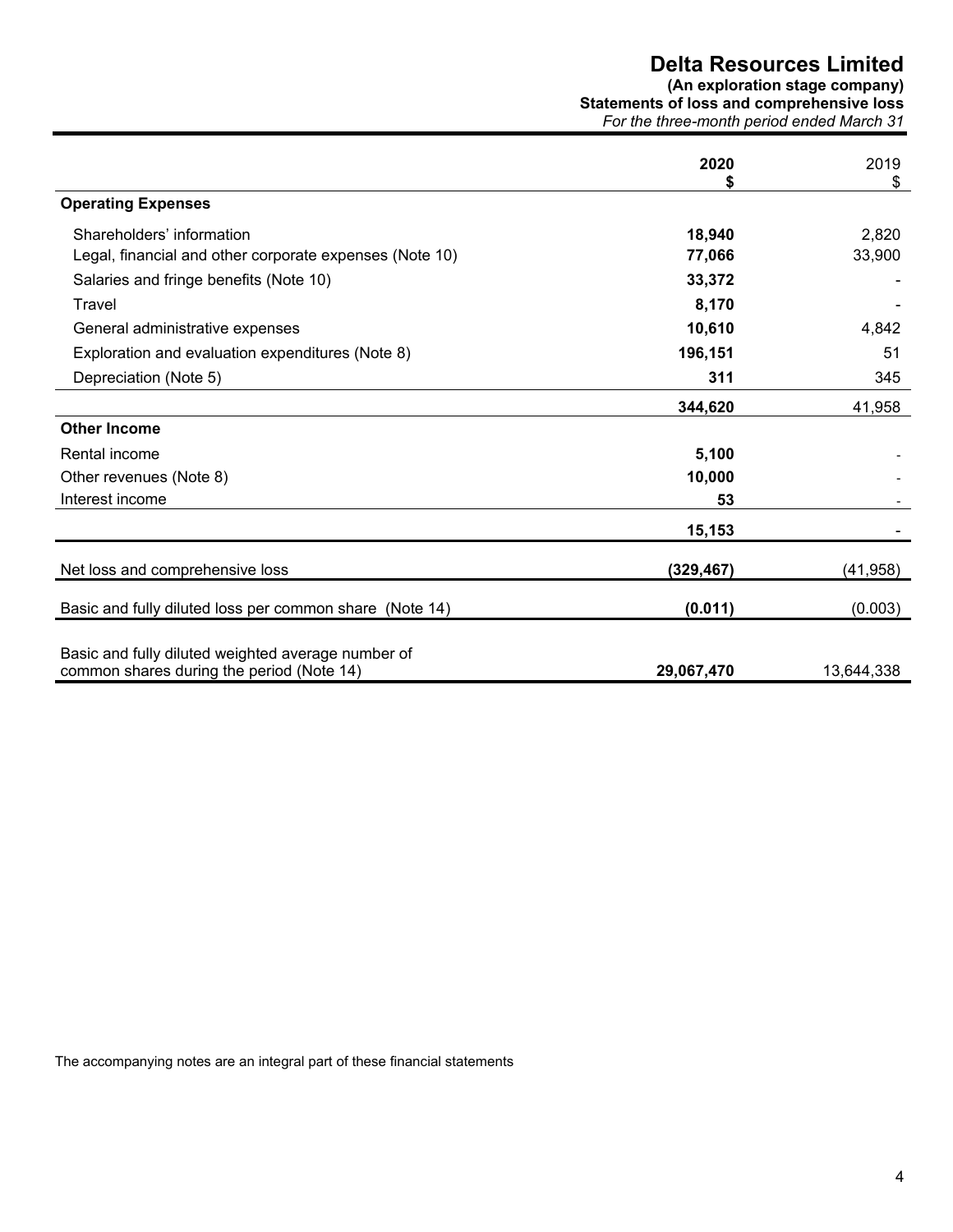# Delta Resources Limited

**(An exploration stage company)**
**Statements of loss and comprehensive loss**
*For the three-month period ended March 31*

| | **2020**<br>**$** | 2019<br>$ |
|---|---|---|
| **Operating Expenses** | | |
| Shareholders' information | **18,940** | 2,820 |
| Legal, financial and other corporate expenses (Note 10) | **77,066** | 33,900 |
| Salaries and fringe benefits (Note 10) | **33,372** | - |
| Travel | **8,170** | - |
| General administrative expenses | **10,610** | 4,842 |
| Exploration and evaluation expenditures (Note 8) | **196,151** | 51 |
| Depreciation (Note 5) | **311** | 345 |
| | **344,620** | 41,958 |
| **Other Income** | | |
| Rental income | **5,100** | - |
| Other revenues (Note 8) | **10,000** | - |
| Interest income | **53** | - |
| | **15,153** | - |
| Net loss and comprehensive loss | **(329,467)** | (41,958) |
| Basic and fully diluted loss per common share (Note 14) | **(0.011)** | (0.003) |
| Basic and fully diluted weighted average number of common shares during the period (Note 14) | **29,067,470** | 13,644,338 |

The accompanying notes are an integral part of these financial statements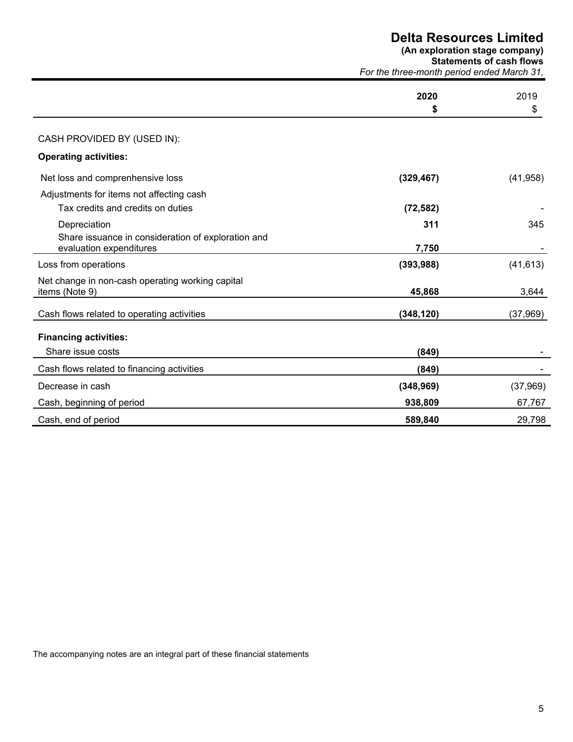# Delta Resources Limited

**(An exploration stage company)**
**Statements of cash flows**
*For the three-month period ended March 31,*

| | **2020** | 2019 |
|---|---|---|
| | **$** | $ |
| CASH PROVIDED BY (USED IN): | | |
| **Operating activities:** | | |
| Net loss and comprenhensive loss | **(329,467)** | (41,958) |
| Adjustments for items not affecting cash | | |
| Tax credits and credits on duties | **(72,582)** | - |
| Depreciation | **311** | 345 |
| Share issuance in consideration of exploration and evaluation expenditures | **7,750** | - |
| Loss from operations | **(393,988)** | (41,613) |
| Net change in non-cash operating working capital items (Note 9) | **45,868** | 3,644 |
| Cash flows related to operating activities | **(348,120)** | (37,969) |
| **Financing activities:** | | |
| Share issue costs | **(849)** | - |
| Cash flows related to financing activities | **(849)** | - |
| Decrease in cash | **(348,969)** | (37,969) |
| Cash, beginning of period | **938,809** | 67,767 |
| Cash, end of period | **589,840** | 29,798 |

The accompanying notes are an integral part of these financial statements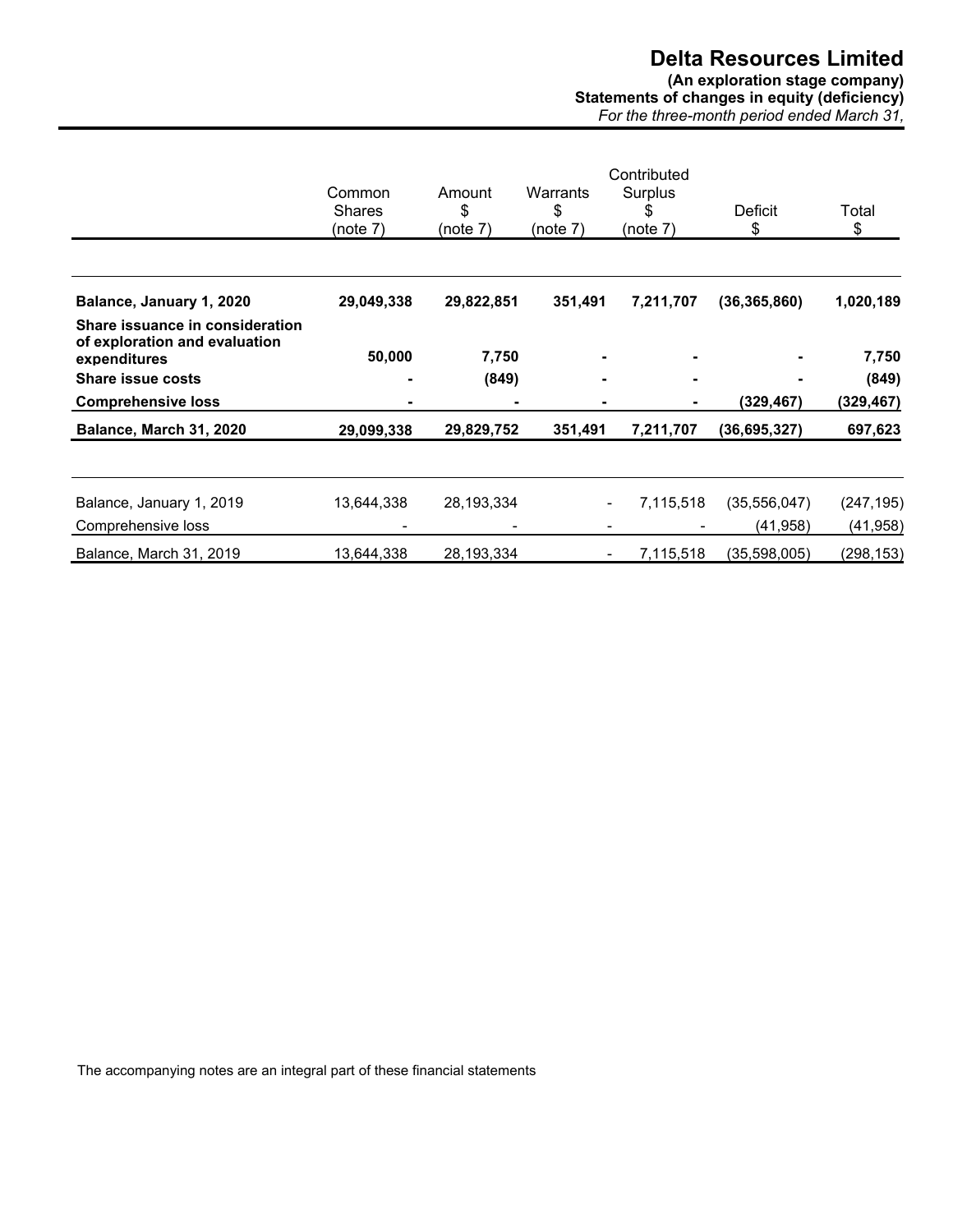# Delta Resources Limited

**(An exploration stage company)**
**Statements of changes in equity (deficiency)**
*For the three-month period ended March 31,*

| | Common Shares (note 7) | Amount $ (note 7) | Warrants $ (note 7) | Contributed Surplus $ (note 7) | Deficit $ | Total $ |
|---|---|---|---|---|---|---|
| **Balance, January 1, 2020** | **29,049,338** | **29,822,851** | **351,491** | **7,211,707** | **(36,365,860)** | **1,020,189** |
| **Share issuance in consideration of exploration and evaluation expenditures** | **50,000** | **7,750** | **-** | **-** | **-** | **7,750** |
| **Share issue costs** | **-** | **(849)** | **-** | **-** | **-** | **(849)** |
| **Comprehensive loss** | **-** | **-** | **-** | **-** | **(329,467)** | **(329,467)** |
| **Balance, March 31, 2020** | **29,099,338** | **29,829,752** | **351,491** | **7,211,707** | **(36,695,327)** | **697,623** |
| | | | | | | |
| Balance, January 1, 2019 | 13,644,338 | 28,193,334 | - | 7,115,518 | (35,556,047) | (247,195) |
| Comprehensive loss | - | - | - | - | (41,958) | (41,958) |
| Balance, March 31, 2019 | 13,644,338 | 28,193,334 | - | 7,115,518 | (35,598,005) | (298,153) |

The accompanying notes are an integral part of these financial statements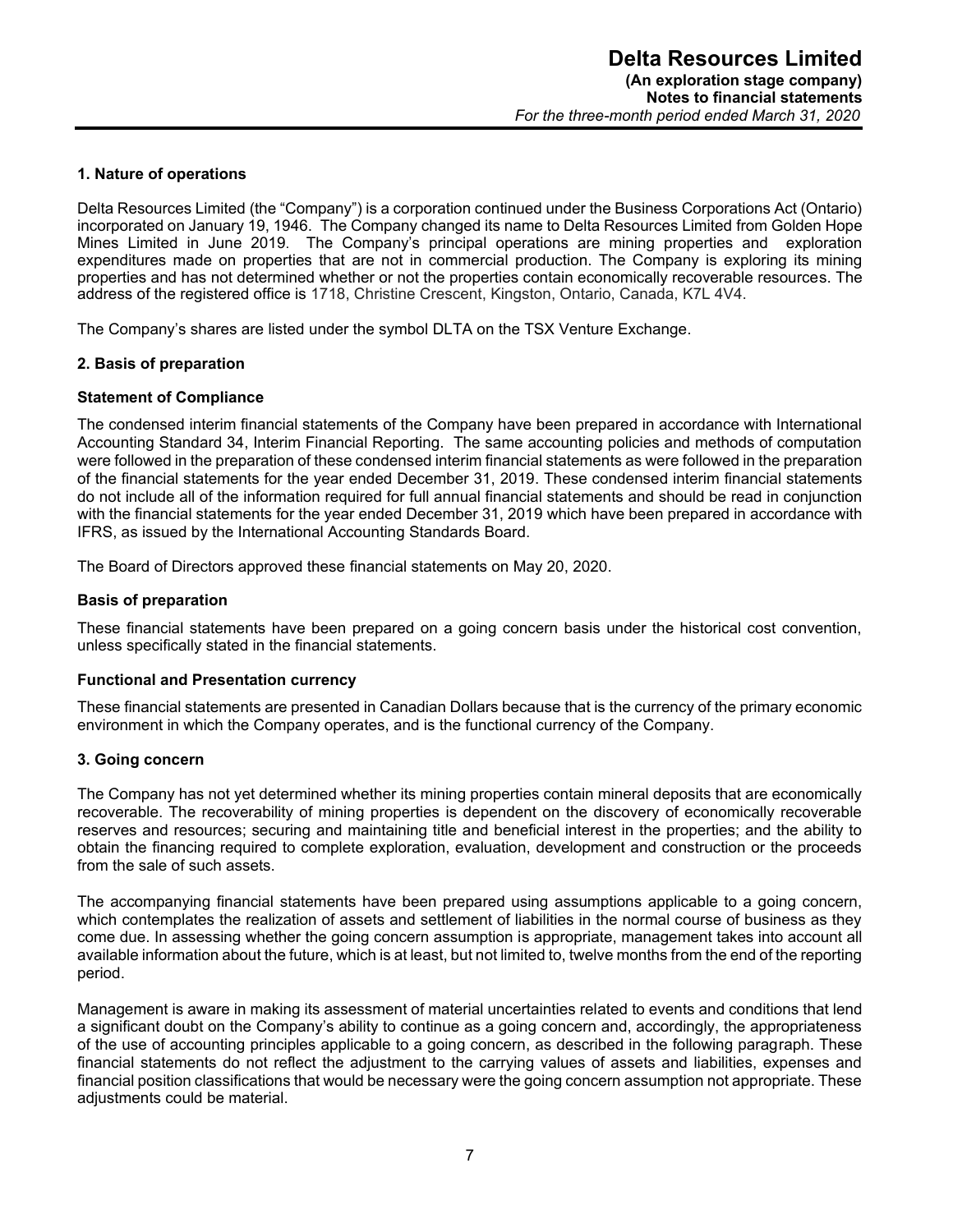## 1. Nature of operations

Delta Resources Limited (the "Company") is a corporation continued under the Business Corporations Act (Ontario) incorporated on January 19, 1946. The Company changed its name to Delta Resources Limited from Golden Hope Mines Limited in June 2019. The Company's principal operations are mining properties and exploration expenditures made on properties that are not in commercial production. The Company is exploring its mining properties and has not determined whether or not the properties contain economically recoverable resources. The address of the registered office is 1718, Christine Crescent, Kingston, Ontario, Canada, K7L 4V4.

The Company's shares are listed under the symbol DLTA on the TSX Venture Exchange.

## 2. Basis of preparation

### Statement of Compliance

The condensed interim financial statements of the Company have been prepared in accordance with International Accounting Standard 34, Interim Financial Reporting. The same accounting policies and methods of computation were followed in the preparation of these condensed interim financial statements as were followed in the preparation of the financial statements for the year ended December 31, 2019. These condensed interim financial statements do not include all of the information required for full annual financial statements and should be read in conjunction with the financial statements for the year ended December 31, 2019 which have been prepared in accordance with IFRS, as issued by the International Accounting Standards Board.

The Board of Directors approved these financial statements on May 20, 2020.

### Basis of preparation

These financial statements have been prepared on a going concern basis under the historical cost convention, unless specifically stated in the financial statements.

### Functional and Presentation currency

These financial statements are presented in Canadian Dollars because that is the currency of the primary economic environment in which the Company operates, and is the functional currency of the Company.

## 3. Going concern

The Company has not yet determined whether its mining properties contain mineral deposits that are economically recoverable. The recoverability of mining properties is dependent on the discovery of economically recoverable reserves and resources; securing and maintaining title and beneficial interest in the properties; and the ability to obtain the financing required to complete exploration, evaluation, development and construction or the proceeds from the sale of such assets.

The accompanying financial statements have been prepared using assumptions applicable to a going concern, which contemplates the realization of assets and settlement of liabilities in the normal course of business as they come due. In assessing whether the going concern assumption is appropriate, management takes into account all available information about the future, which is at least, but not limited to, twelve months from the end of the reporting period.

Management is aware in making its assessment of material uncertainties related to events and conditions that lend a significant doubt on the Company's ability to continue as a going concern and, accordingly, the appropriateness of the use of accounting principles applicable to a going concern, as described in the following paragraph. These financial statements do not reflect the adjustment to the carrying values of assets and liabilities, expenses and financial position classifications that would be necessary were the going concern assumption not appropriate. These adjustments could be material.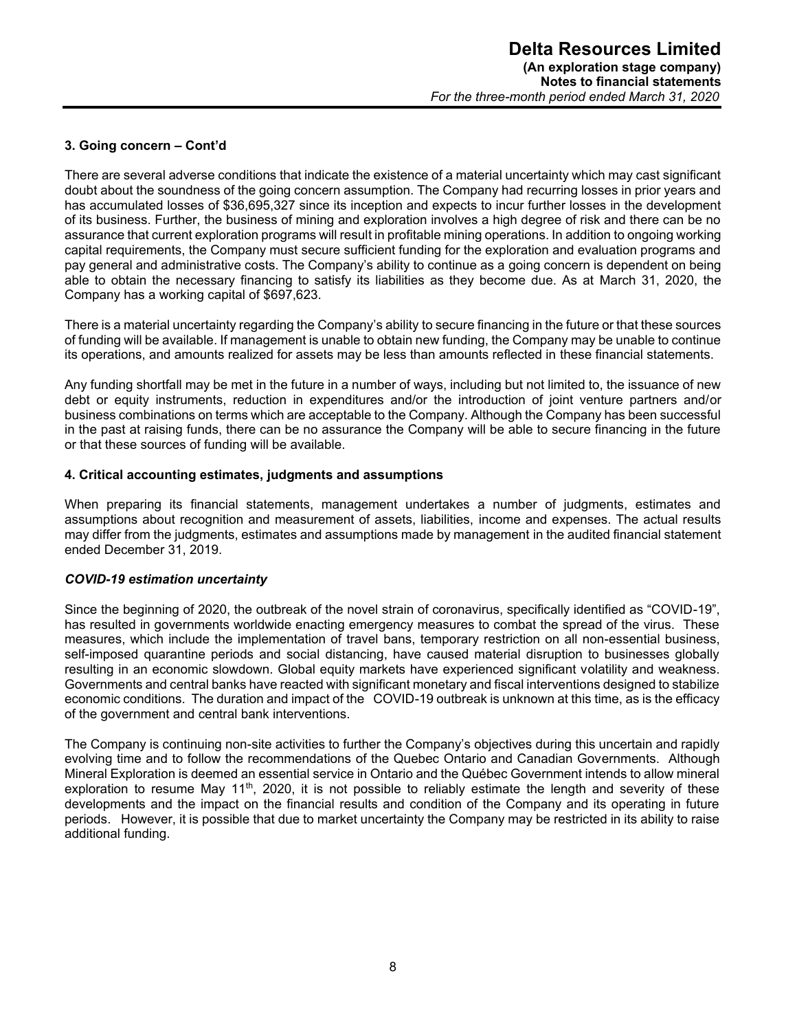### 3. Going concern – Cont'd

There are several adverse conditions that indicate the existence of a material uncertainty which may cast significant doubt about the soundness of the going concern assumption. The Company had recurring losses in prior years and has accumulated losses of $36,695,327 since its inception and expects to incur further losses in the development of its business. Further, the business of mining and exploration involves a high degree of risk and there can be no assurance that current exploration programs will result in profitable mining operations. In addition to ongoing working capital requirements, the Company must secure sufficient funding for the exploration and evaluation programs and pay general and administrative costs. The Company's ability to continue as a going concern is dependent on being able to obtain the necessary financing to satisfy its liabilities as they become due. As at March 31, 2020, the Company has a working capital of $697,623.

There is a material uncertainty regarding the Company's ability to secure financing in the future or that these sources of funding will be available. If management is unable to obtain new funding, the Company may be unable to continue its operations, and amounts realized for assets may be less than amounts reflected in these financial statements.

Any funding shortfall may be met in the future in a number of ways, including but not limited to, the issuance of new debt or equity instruments, reduction in expenditures and/or the introduction of joint venture partners and/or business combinations on terms which are acceptable to the Company. Although the Company has been successful in the past at raising funds, there can be no assurance the Company will be able to secure financing in the future or that these sources of funding will be available.

### 4. Critical accounting estimates, judgments and assumptions

When preparing its financial statements, management undertakes a number of judgments, estimates and assumptions about recognition and measurement of assets, liabilities, income and expenses. The actual results may differ from the judgments, estimates and assumptions made by management in the audited financial statement ended December 31, 2019.

***COVID-19 estimation uncertainty***

Since the beginning of 2020, the outbreak of the novel strain of coronavirus, specifically identified as "COVID-19", has resulted in governments worldwide enacting emergency measures to combat the spread of the virus. These measures, which include the implementation of travel bans, temporary restriction on all non-essential business, self-imposed quarantine periods and social distancing, have caused material disruption to businesses globally resulting in an economic slowdown. Global equity markets have experienced significant volatility and weakness. Governments and central banks have reacted with significant monetary and fiscal interventions designed to stabilize economic conditions. The duration and impact of the COVID-19 outbreak is unknown at this time, as is the efficacy of the government and central bank interventions.

The Company is continuing non-site activities to further the Company's objectives during this uncertain and rapidly evolving time and to follow the recommendations of the Quebec Ontario and Canadian Governments. Although Mineral Exploration is deemed an essential service in Ontario and the Québec Government intends to allow mineral exploration to resume May 11th, 2020, it is not possible to reliably estimate the length and severity of these developments and the impact on the financial results and condition of the Company and its operating in future periods. However, it is possible that due to market uncertainty the Company may be restricted in its ability to raise additional funding.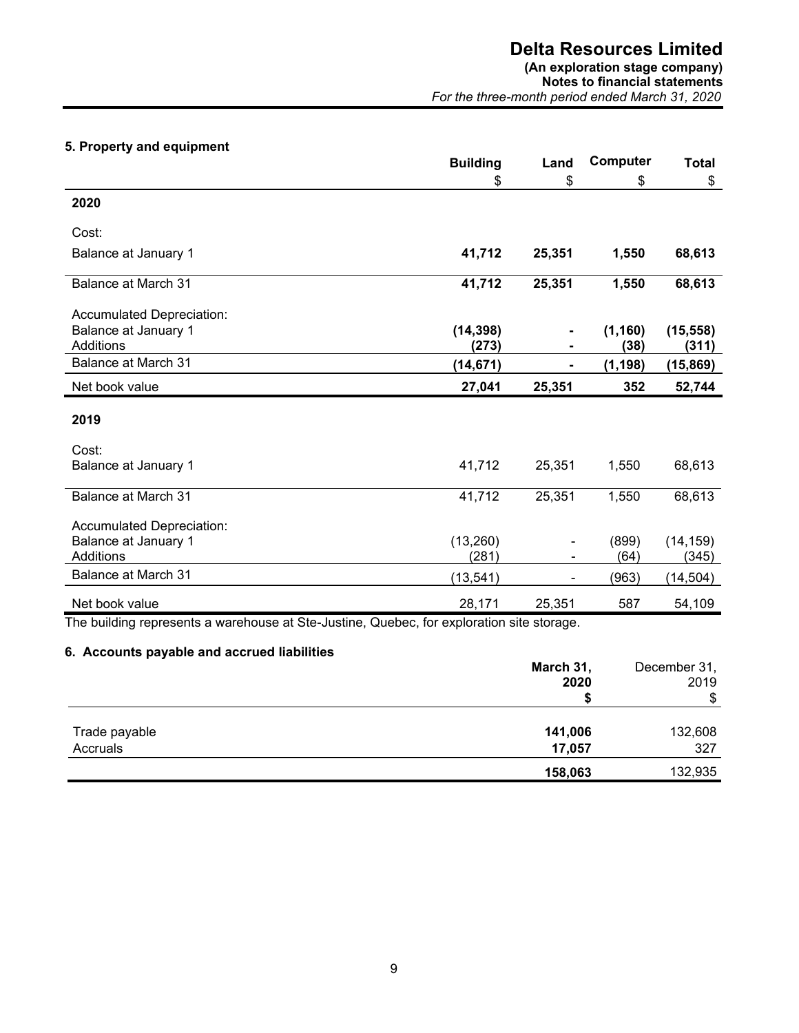## 5. Property and equipment

| | Building | Land | Computer | Total |
|---|---|---|---|---|
| | $ | $ | $ | $ |
| **2020** | | | | |
| Cost: | | | | |
| Balance at January 1 | **41,712** | **25,351** | **1,550** | **68,613** |
| Balance at March 31 | **41,712** | **25,351** | **1,550** | **68,613** |
| Accumulated Depreciation: | | | | |
| Balance at January 1 | **(14,398)** | **-** | **(1,160)** | **(15,558)** |
| Additions | **(273)** | **-** | **(38)** | **(311)** |
| Balance at March 31 | **(14,671)** | **-** | **(1,198)** | **(15,869)** |
| Net book value | **27,041** | **25,351** | **352** | **52,744** |
| **2019** | | | | |
| Cost: | | | | |
| Balance at January 1 | 41,712 | 25,351 | 1,550 | 68,613 |
| Balance at March 31 | 41,712 | 25,351 | 1,550 | 68,613 |
| Accumulated Depreciation: | | | | |
| Balance at January 1 | (13,260) | - | (899) | (14,159) |
| Additions | (281) | - | (64) | (345) |
| Balance at March 31 | (13,541) | - | (963) | (14,504) |
| Net book value | 28,171 | 25,351 | 587 | 54,109 |

The building represents a warehouse at Ste-Justine, Quebec, for exploration site storage.

## 6. Accounts payable and accrued liabilities

| | March 31, 2020 | December 31, 2019 |
|---|---|---|
| | $ | $ |
| Trade payable | **141,006** | 132,608 |
| Accruals | **17,057** | 327 |
| | **158,063** | 132,935 |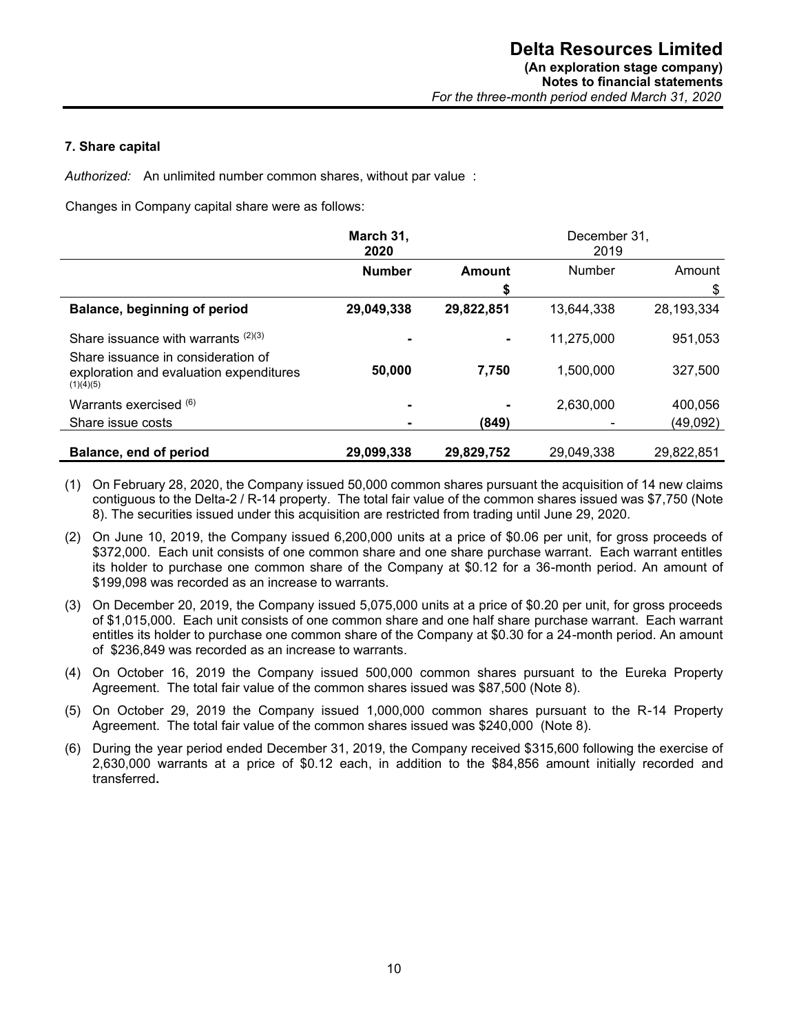### 7. Share capital

*Authorized:* An unlimited number common shares, without par value :

Changes in Company capital share were as follows:

| | **March 31, 2020** | | December 31, 2019 | |
|---|---|---|---|---|
| | **Number** | **Amount** | Number | Amount |
| | | **$** | | $ |
| **Balance, beginning of period** | **29,049,338** | **29,822,851** | 13,644,338 | 28,193,334 |
| Share issuance with warrants (2)(3) | **-** | **-** | 11,275,000 | 951,053 |
| Share issuance in consideration of exploration and evaluation expenditures (1)(4)(5) | **50,000** | **7,750** | 1,500,000 | 327,500 |
| Warrants exercised (6) | **-** | **-** | 2,630,000 | 400,056 |
| Share issue costs | **-** | **(849)** | - | (49,092) |
| **Balance, end of period** | **29,099,338** | **29,829,752** | 29,049,338 | 29,822,851 |

(1) On February 28, 2020, the Company issued 50,000 common shares pursuant the acquisition of 14 new claims contiguous to the Delta-2 / R-14 property. The total fair value of the common shares issued was $7,750 (Note 8). The securities issued under this acquisition are restricted from trading until June 29, 2020.

(2) On June 10, 2019, the Company issued 6,200,000 units at a price of $0.06 per unit, for gross proceeds of $372,000. Each unit consists of one common share and one share purchase warrant. Each warrant entitles its holder to purchase one common share of the Company at $0.12 for a 36-month period. An amount of $199,098 was recorded as an increase to warrants.

(3) On December 20, 2019, the Company issued 5,075,000 units at a price of $0.20 per unit, for gross proceeds of $1,015,000. Each unit consists of one common share and one half share purchase warrant. Each warrant entitles its holder to purchase one common share of the Company at $0.30 for a 24-month period. An amount of $236,849 was recorded as an increase to warrants.

(4) On October 16, 2019 the Company issued 500,000 common shares pursuant to the Eureka Property Agreement. The total fair value of the common shares issued was $87,500 (Note 8).

(5) On October 29, 2019 the Company issued 1,000,000 common shares pursuant to the R-14 Property Agreement. The total fair value of the common shares issued was $240,000 (Note 8).

(6) During the year period ended December 31, 2019, the Company received $315,600 following the exercise of 2,630,000 warrants at a price of $0.12 each, in addition to the $84,856 amount initially recorded and transferred**.**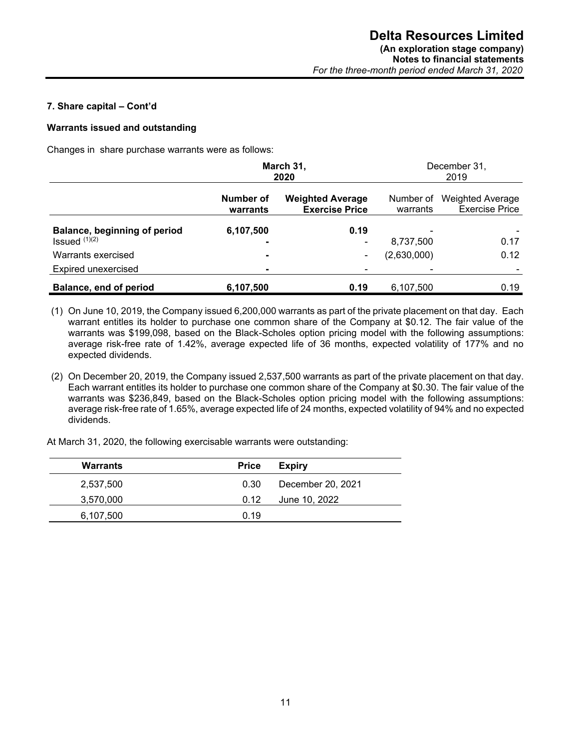### 7. Share capital – Cont'd

#### Warrants issued and outstanding

Changes in share purchase warrants were as follows:

| | **March 31, 2020** | | December 31, 2019 | |
|---|---|---|---|---|
| | **Number of warrants** | **Weighted Average Exercise Price** | Number of warrants | Weighted Average Exercise Price |
| **Balance, beginning of period** | **6,107,500** | **0.19** | - | - |
| Issued [(1)(2)] | **-** | - | 8,737,500 | 0.17 |
| Warrants exercised | **-** | - | (2,630,000) | 0.12 |
| Expired unexercised | **-** | - | - | - |
| **Balance, end of period** | **6,107,500** | **0.19** | 6,107,500 | 0.19 |

(1) On June 10, 2019, the Company issued 6,200,000 warrants as part of the private placement on that day. Each warrant entitles its holder to purchase one common share of the Company at $0.12. The fair value of the warrants was $199,098, based on the Black-Scholes option pricing model with the following assumptions: average risk-free rate of 1.42%, average expected life of 36 months, expected volatility of 177% and no expected dividends.

(2) On December 20, 2019, the Company issued 2,537,500 warrants as part of the private placement on that day. Each warrant entitles its holder to purchase one common share of the Company at $0.30. The fair value of the warrants was $236,849, based on the Black-Scholes option pricing model with the following assumptions: average risk-free rate of 1.65%, average expected life of 24 months, expected volatility of 94% and no expected dividends.

At March 31, 2020, the following exercisable warrants were outstanding:

| Warrants | Price | Expiry |
|---|---|---|
| 2,537,500 | 0.30 | December 20, 2021 |
| 3,570,000 | 0.12 | June 10, 2022 |
| 6,107,500 | 0.19 | |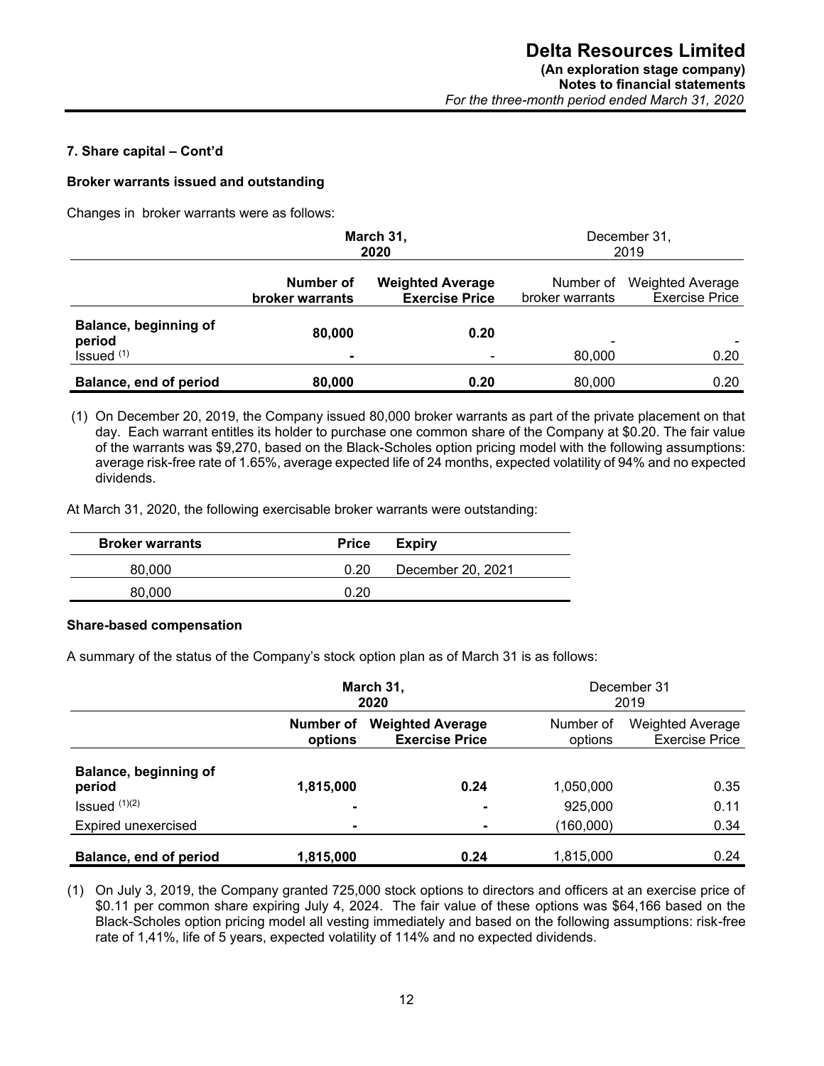### 7. Share capital – Cont'd

**Broker warrants issued and outstanding**

Changes in broker warrants were as follows:

| | **March 31, 2020** | | December 31, 2019 | |
|---|---|---|---|---|
| | **Number of broker warrants** | **Weighted Average Exercise Price** | Number of broker warrants | Weighted Average Exercise Price |
| **Balance, beginning of period** | **80,000** | **0.20** | - | - |
| Issued (1) | **-** | - | 80,000 | 0.20 |
| **Balance, end of period** | **80,000** | **0.20** | 80,000 | 0.20 |

(1) On December 20, 2019, the Company issued 80,000 broker warrants as part of the private placement on that day. Each warrant entitles its holder to purchase one common share of the Company at $0.20. The fair value of the warrants was $9,270, based on the Black-Scholes option pricing model with the following assumptions: average risk-free rate of 1.65%, average expected life of 24 months, expected volatility of 94% and no expected dividends.

At March 31, 2020, the following exercisable broker warrants were outstanding:

| **Broker warrants** | **Price** | **Expiry** |
|---|---|---|
| 80,000 | 0.20 | December 20, 2021 |
| 80,000 | 0.20 | |

**Share-based compensation**

A summary of the status of the Company's stock option plan as of March 31 is as follows:

| | **March 31, 2020** | | December 31 2019 | |
|---|---|---|---|---|
| | **Number of options** | **Weighted Average Exercise Price** | Number of options | Weighted Average Exercise Price |
| **Balance, beginning of period** | **1,815,000** | **0.24** | 1,050,000 | 0.35 |
| Issued (1)(2) | **-** | **-** | 925,000 | 0.11 |
| Expired unexercised | **-** | **-** | (160,000) | 0.34 |
| **Balance, end of period** | **1,815,000** | **0.24** | 1,815,000 | 0.24 |

(1) On July 3, 2019, the Company granted 725,000 stock options to directors and officers at an exercise price of $0.11 per common share expiring July 4, 2024. The fair value of these options was $64,166 based on the Black-Scholes option pricing model all vesting immediately and based on the following assumptions: risk-free rate of 1,41%, life of 5 years, expected volatility of 114% and no expected dividends.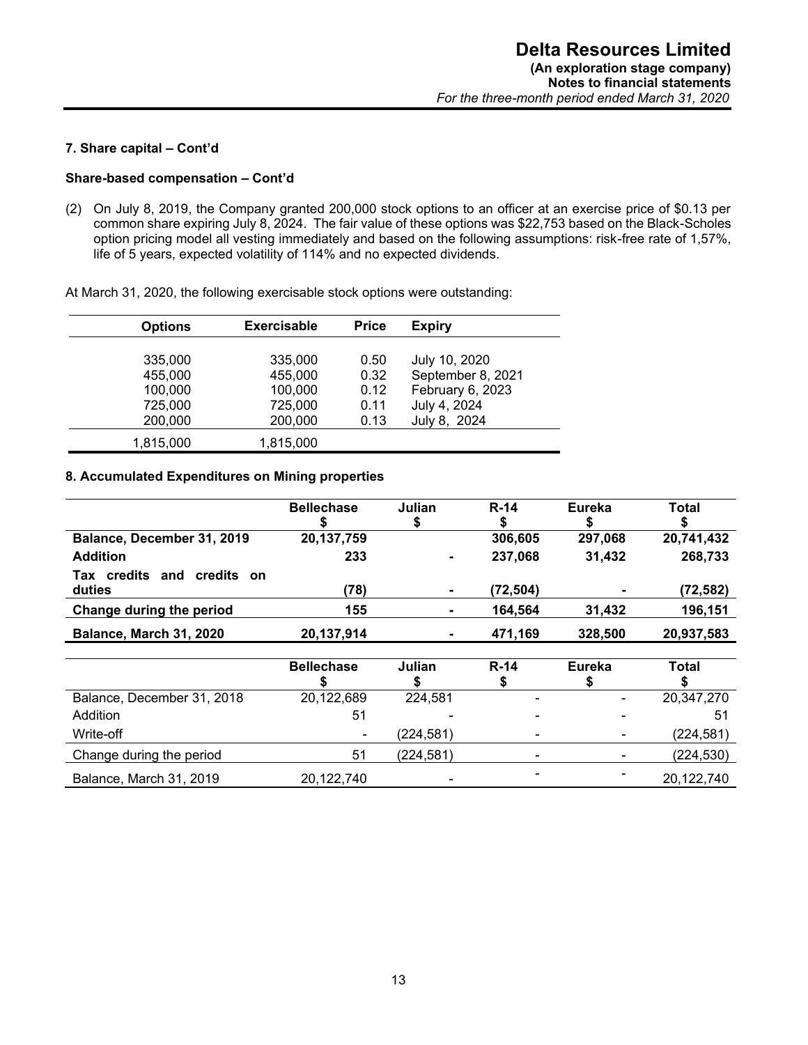### 7. Share capital – Cont'd

**Share-based compensation – Cont'd**

(2) On July 8, 2019, the Company granted 200,000 stock options to an officer at an exercise price of $0.13 per common share expiring July 8, 2024. The fair value of these options was $22,753 based on the Black-Scholes option pricing model all vesting immediately and based on the following assumptions: risk-free rate of 1,57%, life of 5 years, expected volatility of 114% and no expected dividends.

At March 31, 2020, the following exercisable stock options were outstanding:

| Options | Exercisable | Price | Expiry |
|---|---|---|---|
| 335,000 | 335,000 | 0.50 | July 10, 2020 |
| 455,000 | 455,000 | 0.32 | September 8, 2021 |
| 100,000 | 100,000 | 0.12 | February 6, 2023 |
| 725,000 | 725,000 | 0.11 | July 4, 2024 |
| 200,000 | 200,000 | 0.13 | July 8, 2024 |
| 1,815,000 | 1,815,000 | | |

### 8. Accumulated Expenditures on Mining properties

| | Bellechase $ | Julian $ | R-14 $ | Eureka $ | Total $ |
|---|---|---|---|---|---|
| **Balance, December 31, 2019** | **20,137,759** | | **306,605** | **297,068** | **20,741,432** |
| **Addition** | **233** | **-** | **237,068** | **31,432** | **268,733** |
| **Tax credits and credits on duties** | **(78)** | **-** | **(72,504)** | **-** | **(72,582)** |
| **Change during the period** | **155** | **-** | **164,564** | **31,432** | **196,151** |
| **Balance, March 31, 2020** | **20,137,914** | **-** | **471,169** | **328,500** | **20,937,583** |

| | Bellechase $ | Julian $ | R-14 $ | Eureka $ | Total $ |
|---|---|---|---|---|---|
| Balance, December 31, 2018 | 20,122,689 | 224,581 | - | - | 20,347,270 |
| Addition | 51 | - | - | - | 51 |
| Write-off | - | (224,581) | - | - | (224,581) |
| Change during the period | 51 | (224,581) | - | - | (224,530) |
| Balance, March 31, 2019 | 20,122,740 | - | - | - | 20,122,740 |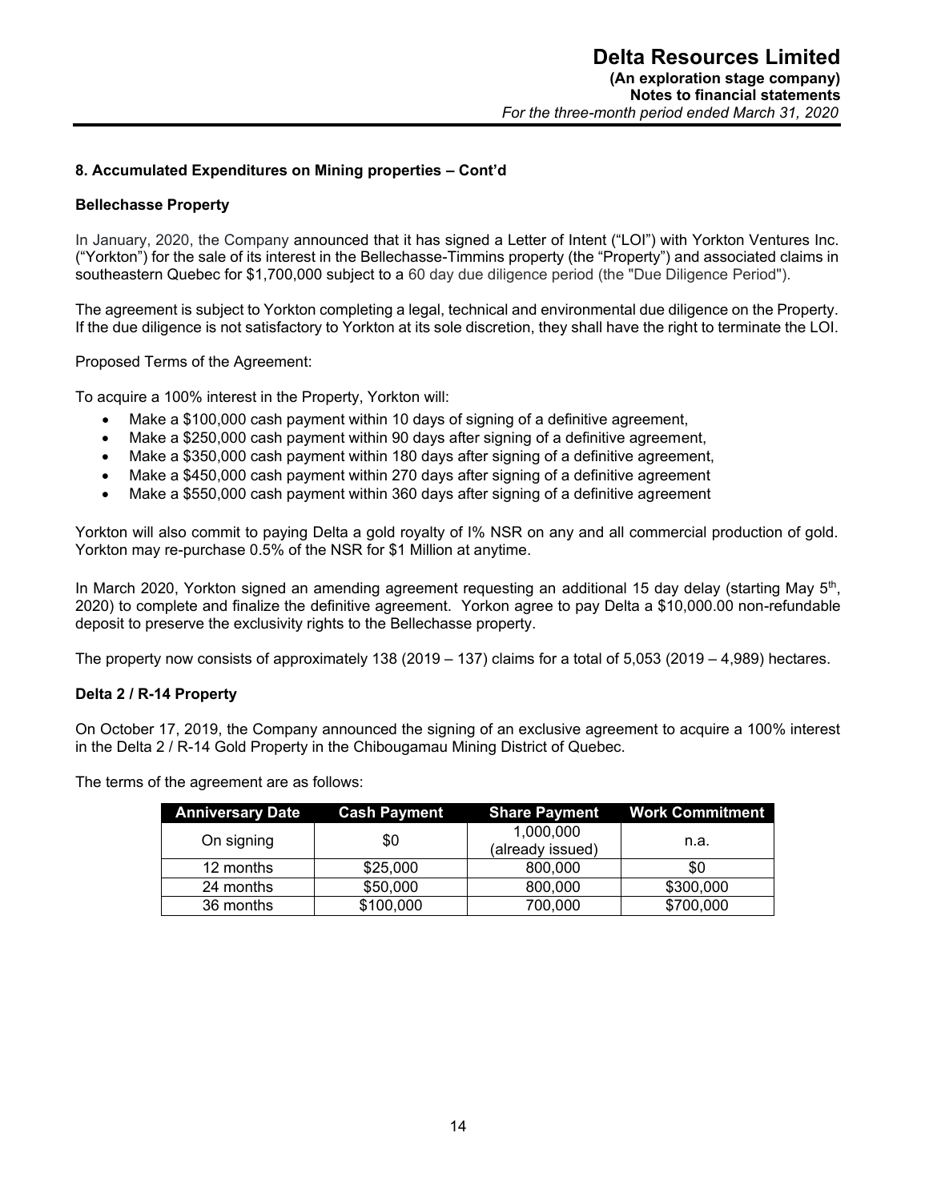### 8. Accumulated Expenditures on Mining properties – Cont'd

#### Bellechasse Property

In January, 2020, the Company announced that it has signed a Letter of Intent ("LOI") with Yorkton Ventures Inc. ("Yorkton") for the sale of its interest in the Bellechasse-Timmins property (the "Property") and associated claims in southeastern Quebec for $1,700,000 subject to a 60 day due diligence period (the "Due Diligence Period").

The agreement is subject to Yorkton completing a legal, technical and environmental due diligence on the Property. If the due diligence is not satisfactory to Yorkton at its sole discretion, they shall have the right to terminate the LOI.

Proposed Terms of the Agreement:

To acquire a 100% interest in the Property, Yorkton will:

- Make a $100,000 cash payment within 10 days of signing of a definitive agreement,
- Make a $250,000 cash payment within 90 days after signing of a definitive agreement,
- Make a $350,000 cash payment within 180 days after signing of a definitive agreement,
- Make a $450,000 cash payment within 270 days after signing of a definitive agreement
- Make a $550,000 cash payment within 360 days after signing of a definitive agreement

Yorkton will also commit to paying Delta a gold royalty of I% NSR on any and all commercial production of gold. Yorkton may re-purchase 0.5% of the NSR for $1 Million at anytime.

In March 2020, Yorkton signed an amending agreement requesting an additional 15 day delay (starting May 5th, 2020) to complete and finalize the definitive agreement. Yorkon agree to pay Delta a $10,000.00 non-refundable deposit to preserve the exclusivity rights to the Bellechasse property.

The property now consists of approximately 138 (2019 – 137) claims for a total of 5,053 (2019 – 4,989) hectares.

#### Delta 2 / R-14 Property

On October 17, 2019, the Company announced the signing of an exclusive agreement to acquire a 100% interest in the Delta 2 / R-14 Gold Property in the Chibougamau Mining District of Quebec.

The terms of the agreement are as follows:

| Anniversary Date | Cash Payment | Share Payment | Work Commitment |
|---|---|---|---|
| On signing | $0 | 1,000,000 (already issued) | n.a. |
| 12 months | $25,000 | 800,000 | $0 |
| 24 months | $50,000 | 800,000 | $300,000 |
| 36 months | $100,000 | 700,000 | $700,000 |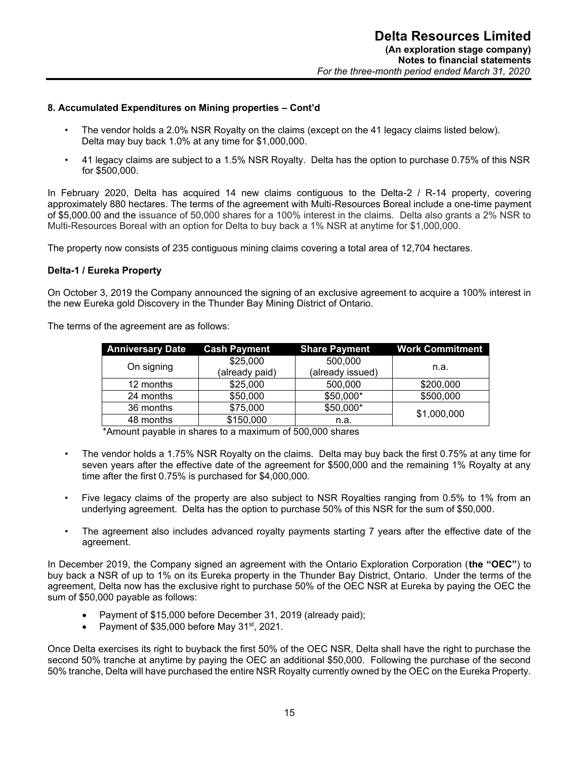## 8. Accumulated Expenditures on Mining properties – Cont'd

- The vendor holds a 2.0% NSR Royalty on the claims (except on the 41 legacy claims listed below). Delta may buy back 1.0% at any time for $1,000,000.
- 41 legacy claims are subject to a 1.5% NSR Royalty. Delta has the option to purchase 0.75% of this NSR for $500,000.

In February 2020, Delta has acquired 14 new claims contiguous to the Delta-2 / R-14 property, covering approximately 880 hectares. The terms of the agreement with Multi-Resources Boreal include a one-time payment of $5,000.00 and the issuance of 50,000 shares for a 100% interest in the claims. Delta also grants a 2% NSR to Multi-Resources Boreal with an option for Delta to buy back a 1% NSR at anytime for $1,000,000.

The property now consists of 235 contiguous mining claims covering a total area of 12,704 hectares.

### Delta-1 / Eureka Property

On October 3, 2019 the Company announced the signing of an exclusive agreement to acquire a 100% interest in the new Eureka gold Discovery in the Thunder Bay Mining District of Ontario.

The terms of the agreement are as follows:

| Anniversary Date | Cash Payment | Share Payment | Work Commitment |
|---|---|---|---|
| On signing | $25,000 (already paid) | 500,000 (already issued) | n.a. |
| 12 months | $25,000 | 500,000 | $200,000 |
| 24 months | $50,000 | $50,000* | $500,000 |
| 36 months | $75,000 | $50,000* | $1,000,000 |
| 48 months | $150,000 | n.a. | |

*Amount payable in shares to a maximum of 500,000 shares

- The vendor holds a 1.75% NSR Royalty on the claims. Delta may buy back the first 0.75% at any time for seven years after the effective date of the agreement for $500,000 and the remaining 1% Royalty at any time after the first 0.75% is purchased for $4,000,000.
- Five legacy claims of the property are also subject to NSR Royalties ranging from 0.5% to 1% from an underlying agreement. Delta has the option to purchase 50% of this NSR for the sum of $50,000.
- The agreement also includes advanced royalty payments starting 7 years after the effective date of the agreement.

In December 2019, the Company signed an agreement with the Ontario Exploration Corporation (**the "OEC"**) to buy back a NSR of up to 1% on its Eureka property in the Thunder Bay District, Ontario. Under the terms of the agreement, Delta now has the exclusive right to purchase 50% of the OEC NSR at Eureka by paying the OEC the sum of $50,000 payable as follows:

- Payment of $15,000 before December 31, 2019 (already paid);
- Payment of $35,000 before May 31st, 2021.

Once Delta exercises its right to buyback the first 50% of the OEC NSR, Delta shall have the right to purchase the second 50% tranche at anytime by paying the OEC an additional $50,000. Following the purchase of the second 50% tranche, Delta will have purchased the entire NSR Royalty currently owned by the OEC on the Eureka Property.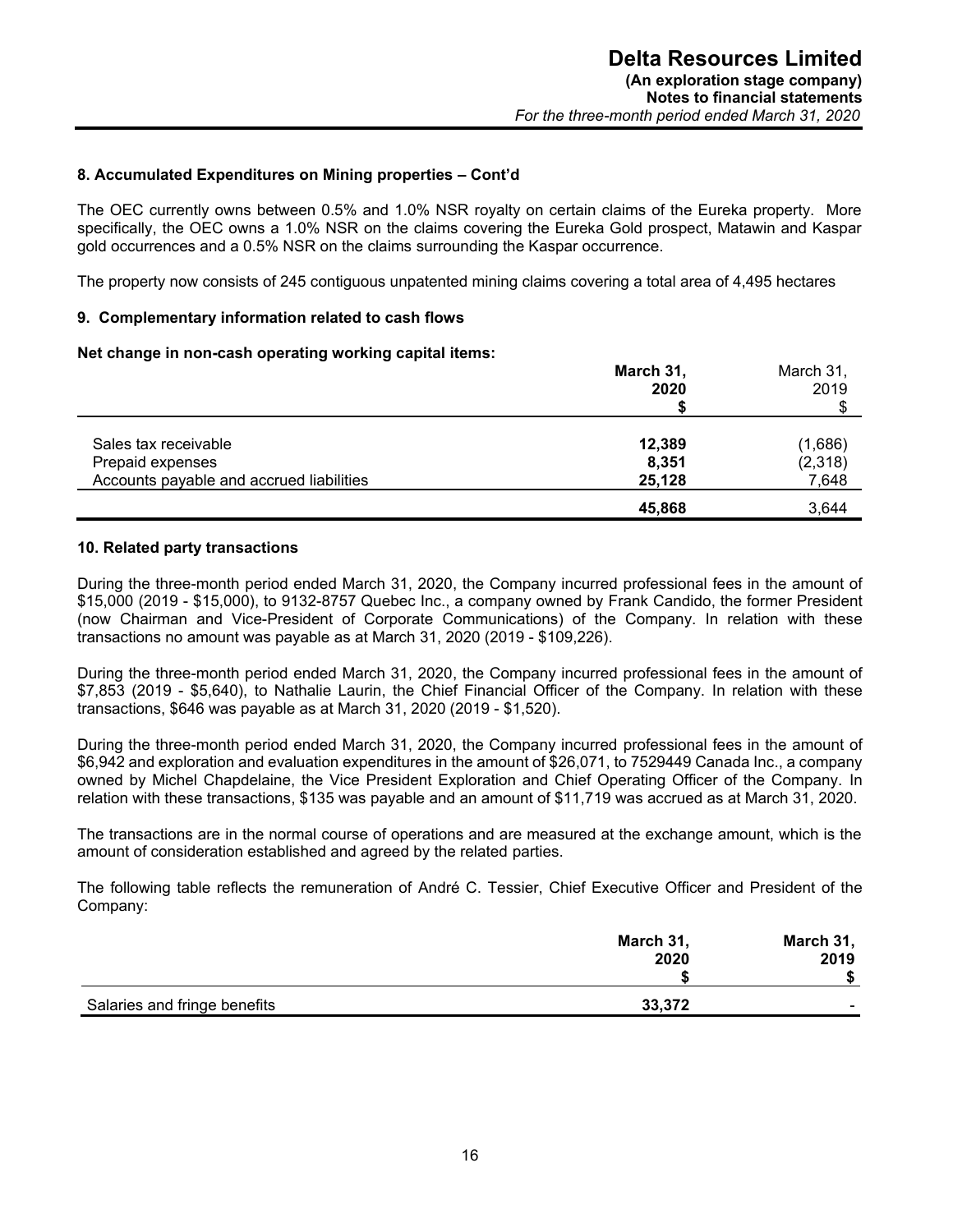### 8. Accumulated Expenditures on Mining properties – Cont'd

The OEC currently owns between 0.5% and 1.0% NSR royalty on certain claims of the Eureka property. More specifically, the OEC owns a 1.0% NSR on the claims covering the Eureka Gold prospect, Matawin and Kaspar gold occurrences and a 0.5% NSR on the claims surrounding the Kaspar occurrence.

The property now consists of 245 contiguous unpatented mining claims covering a total area of 4,495 hectares

### 9. Complementary information related to cash flows

**Net change in non-cash operating working capital items:**

| | **March 31, 2020** | March 31, 2019 |
|---|---|---|
| | **$** | $ |
| Sales tax receivable | **12,389** | (1,686) |
| Prepaid expenses | **8,351** | (2,318) |
| Accounts payable and accrued liabilities | **25,128** | 7,648 |
| | **45,868** | 3,644 |

### 10. Related party transactions

During the three-month period ended March 31, 2020, the Company incurred professional fees in the amount of $15,000 (2019 - $15,000), to 9132-8757 Quebec Inc., a company owned by Frank Candido, the former President (now Chairman and Vice-President of Corporate Communications) of the Company. In relation with these transactions no amount was payable as at March 31, 2020 (2019 - $109,226).

During the three-month period ended March 31, 2020, the Company incurred professional fees in the amount of $7,853 (2019 - $5,640), to Nathalie Laurin, the Chief Financial Officer of the Company. In relation with these transactions, $646 was payable as at March 31, 2020 (2019 - $1,520).

During the three-month period ended March 31, 2020, the Company incurred professional fees in the amount of $6,942 and exploration and evaluation expenditures in the amount of $26,071, to 7529449 Canada Inc., a company owned by Michel Chapdelaine, the Vice President Exploration and Chief Operating Officer of the Company. In relation with these transactions, $135 was payable and an amount of $11,719 was accrued as at March 31, 2020.

The transactions are in the normal course of operations and are measured at the exchange amount, which is the amount of consideration established and agreed by the related parties.

The following table reflects the remuneration of André C. Tessier, Chief Executive Officer and President of the Company:

| | **March 31, 2020** | **March 31, 2019** |
|---|---|---|
| | **$** | **$** |
| Salaries and fringe benefits | **33,372** | - |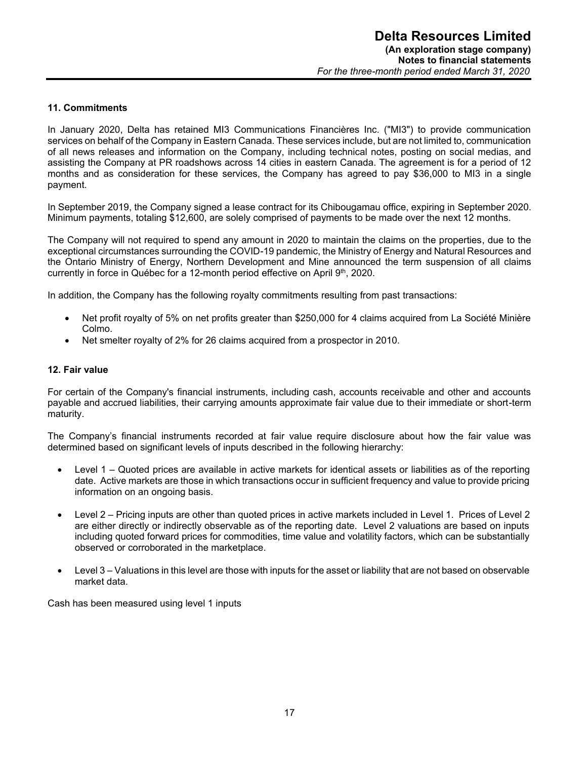## 11. Commitments

In January 2020, Delta has retained MI3 Communications Financières Inc. ("MI3") to provide communication services on behalf of the Company in Eastern Canada. These services include, but are not limited to, communication of all news releases and information on the Company, including technical notes, posting on social medias, and assisting the Company at PR roadshows across 14 cities in eastern Canada. The agreement is for a period of 12 months and as consideration for these services, the Company has agreed to pay $36,000 to MI3 in a single payment.

In September 2019, the Company signed a lease contract for its Chibougamau office, expiring in September 2020. Minimum payments, totaling $12,600, are solely comprised of payments to be made over the next 12 months.

The Company will not required to spend any amount in 2020 to maintain the claims on the properties, due to the exceptional circumstances surrounding the COVID-19 pandemic, the Ministry of Energy and Natural Resources and the Ontario Ministry of Energy, Northern Development and Mine announced the term suspension of all claims currently in force in Québec for a 12-month period effective on April 9th, 2020.

In addition, the Company has the following royalty commitments resulting from past transactions:

- Net profit royalty of 5% on net profits greater than $250,000 for 4 claims acquired from La Société Minière Colmo.
- Net smelter royalty of 2% for 26 claims acquired from a prospector in 2010.

## 12. Fair value

For certain of the Company's financial instruments, including cash, accounts receivable and other and accounts payable and accrued liabilities, their carrying amounts approximate fair value due to their immediate or short-term maturity.

The Company's financial instruments recorded at fair value require disclosure about how the fair value was determined based on significant levels of inputs described in the following hierarchy:

- Level 1 – Quoted prices are available in active markets for identical assets or liabilities as of the reporting date. Active markets are those in which transactions occur in sufficient frequency and value to provide pricing information on an ongoing basis.

- Level 2 – Pricing inputs are other than quoted prices in active markets included in Level 1. Prices of Level 2 are either directly or indirectly observable as of the reporting date. Level 2 valuations are based on inputs including quoted forward prices for commodities, time value and volatility factors, which can be substantially observed or corroborated in the marketplace.

- Level 3 – Valuations in this level are those with inputs for the asset or liability that are not based on observable market data.

Cash has been measured using level 1 inputs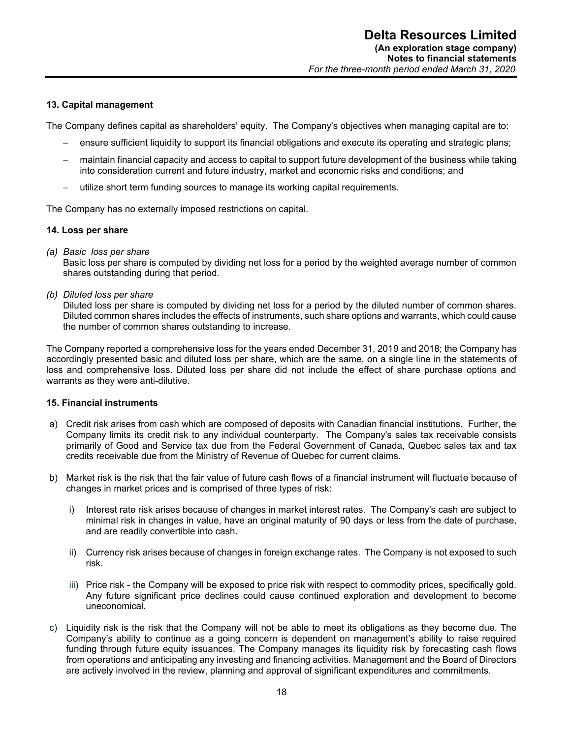## 13. Capital management

The Company defines capital as shareholders' equity. The Company's objectives when managing capital are to:

- ensure sufficient liquidity to support its financial obligations and execute its operating and strategic plans;
- maintain financial capacity and access to capital to support future development of the business while taking into consideration current and future industry, market and economic risks and conditions; and
- utilize short term funding sources to manage its working capital requirements.

The Company has no externally imposed restrictions on capital.

## 14. Loss per share

*(a) Basic loss per share*
Basic loss per share is computed by dividing net loss for a period by the weighted average number of common shares outstanding during that period.

*(b) Diluted loss per share*
Diluted loss per share is computed by dividing net loss for a period by the diluted number of common shares. Diluted common shares includes the effects of instruments, such share options and warrants, which could cause the number of common shares outstanding to increase.

The Company reported a comprehensive loss for the years ended December 31, 2019 and 2018; the Company has accordingly presented basic and diluted loss per share, which are the same, on a single line in the statements of loss and comprehensive loss. Diluted loss per share did not include the effect of share purchase options and warrants as they were anti-dilutive.

## 15. Financial instruments

a) Credit risk arises from cash which are composed of deposits with Canadian financial institutions. Further, the Company limits its credit risk to any individual counterparty. The Company's sales tax receivable consists primarily of Good and Service tax due from the Federal Government of Canada, Quebec sales tax and tax credits receivable due from the Ministry of Revenue of Quebec for current claims.

b) Market risk is the risk that the fair value of future cash flows of a financial instrument will fluctuate because of changes in market prices and is comprised of three types of risk:

   i) Interest rate risk arises because of changes in market interest rates. The Company's cash are subject to minimal risk in changes in value, have an original maturity of 90 days or less from the date of purchase, and are readily convertible into cash.

   ii) Currency risk arises because of changes in foreign exchange rates. The Company is not exposed to such risk.

   iii) Price risk - the Company will be exposed to price risk with respect to commodity prices, specifically gold. Any future significant price declines could cause continued exploration and development to become uneconomical.

c) Liquidity risk is the risk that the Company will not be able to meet its obligations as they become due. The Company's ability to continue as a going concern is dependent on management's ability to raise required funding through future equity issuances. The Company manages its liquidity risk by forecasting cash flows from operations and anticipating any investing and financing activities. Management and the Board of Directors are actively involved in the review, planning and approval of significant expenditures and commitments.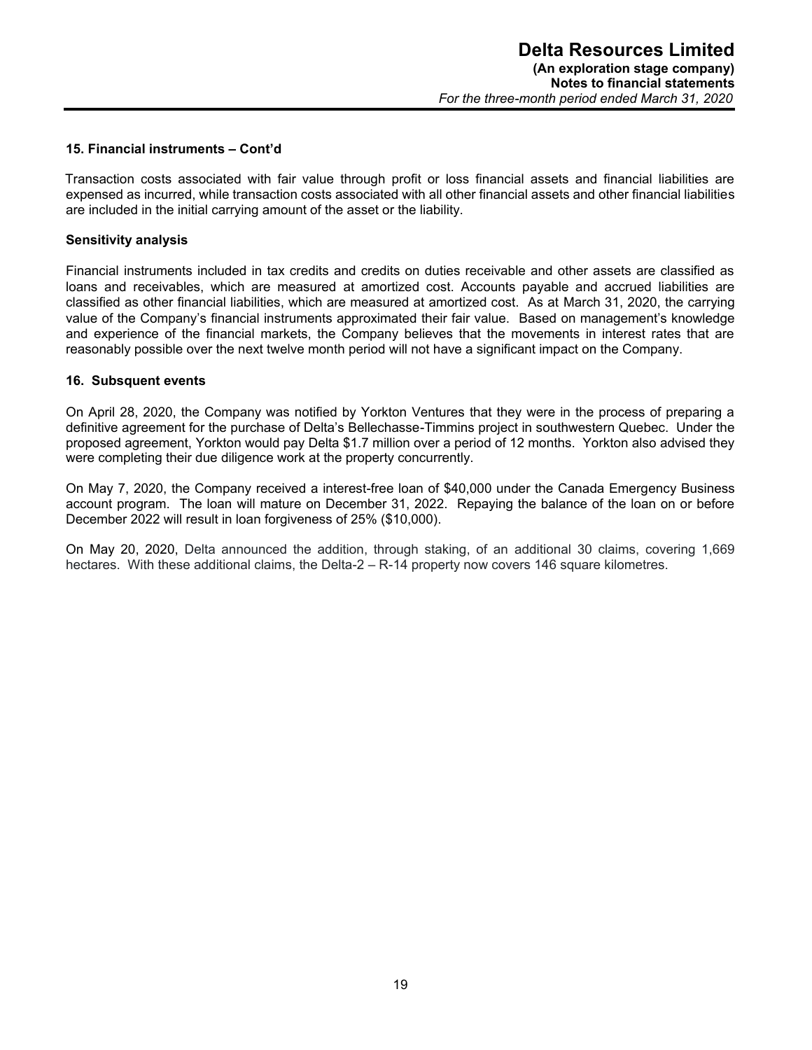## 15. Financial instruments – Cont'd

Transaction costs associated with fair value through profit or loss financial assets and financial liabilities are expensed as incurred, while transaction costs associated with all other financial assets and other financial liabilities are included in the initial carrying amount of the asset or the liability.

### Sensitivity analysis

Financial instruments included in tax credits and credits on duties receivable and other assets are classified as loans and receivables, which are measured at amortized cost. Accounts payable and accrued liabilities are classified as other financial liabilities, which are measured at amortized cost. As at March 31, 2020, the carrying value of the Company's financial instruments approximated their fair value. Based on management's knowledge and experience of the financial markets, the Company believes that the movements in interest rates that are reasonably possible over the next twelve month period will not have a significant impact on the Company.

## 16. Subsequent events

On April 28, 2020, the Company was notified by Yorkton Ventures that they were in the process of preparing a definitive agreement for the purchase of Delta's Bellechasse-Timmins project in southwestern Quebec. Under the proposed agreement, Yorkton would pay Delta $1.7 million over a period of 12 months. Yorkton also advised they were completing their due diligence work at the property concurrently.

On May 7, 2020, the Company received a interest-free loan of $40,000 under the Canada Emergency Business account program. The loan will mature on December 31, 2022. Repaying the balance of the loan on or before December 2022 will result in loan forgiveness of 25% ($10,000).

On May 20, 2020, Delta announced the addition, through staking, of an additional 30 claims, covering 1,669 hectares. With these additional claims, the Delta-2 – R-14 property now covers 146 square kilometres.